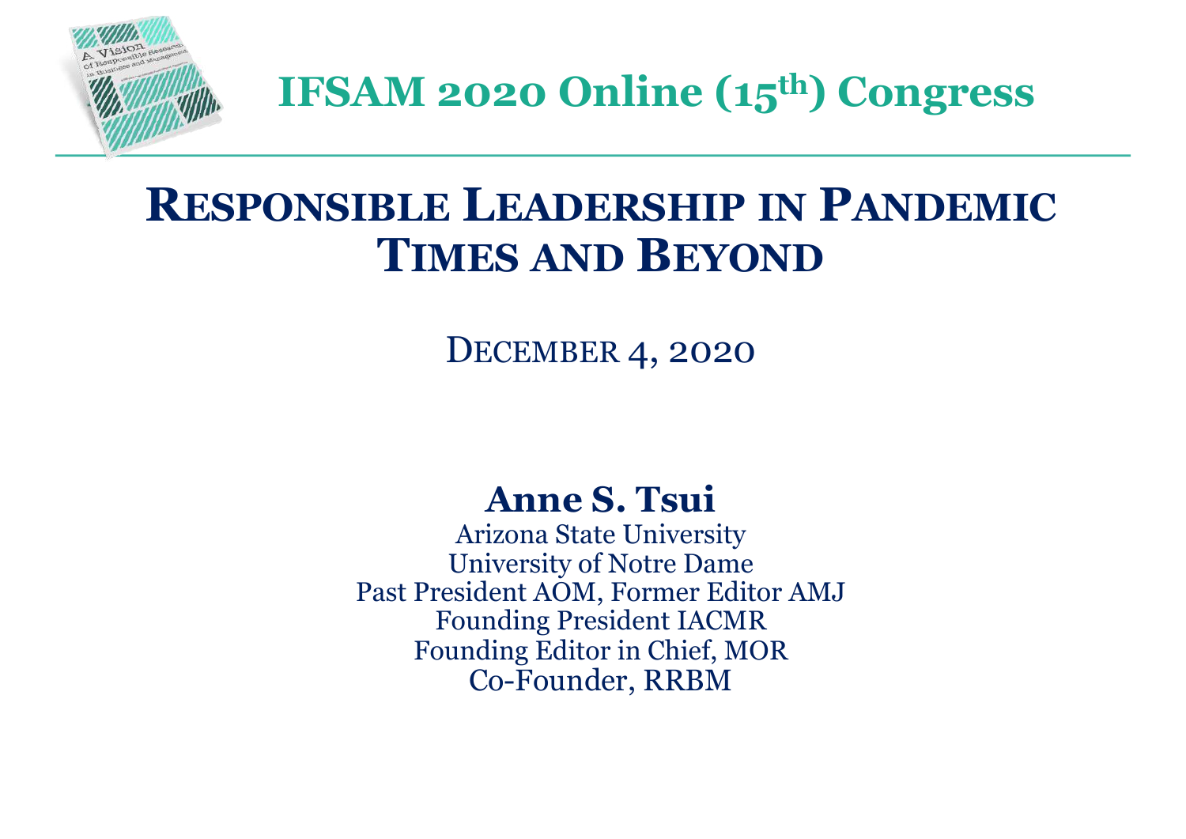# IFSAM 2020 Online (15th) Congress

# Responsible Leadership in Pandemic Times and Beyond

December 4, 2020

**Anne S. Tsui**

Arizona State University
University of Notre Dame
Past President AOM, Former Editor AMJ
Founding President IACMR
Founding Editor in Chief, MOR
Co-Founder, RRBM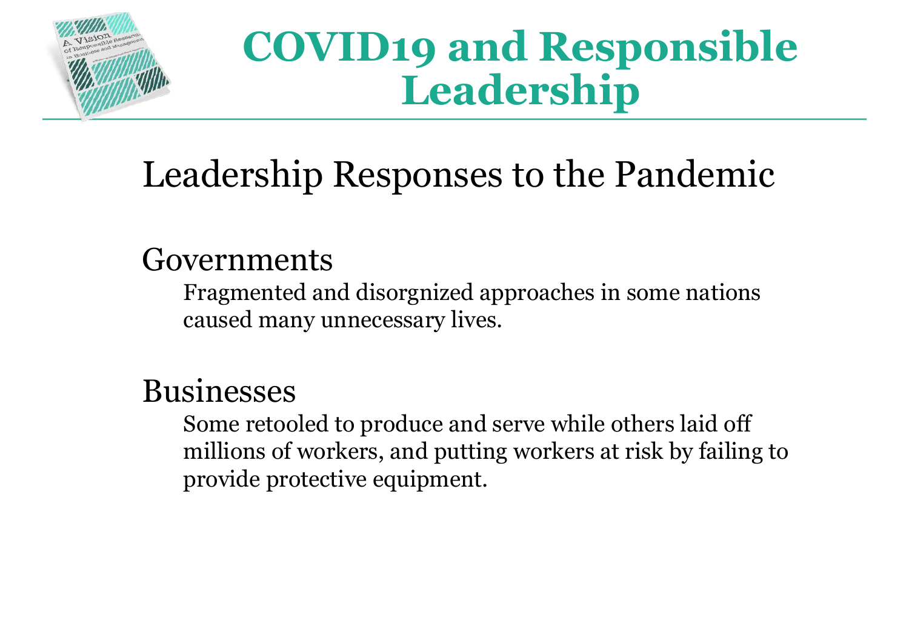# COVID19 and Responsible Leadership

## Leadership Responses to the Pandemic

### Governments

Fragmented and disorgnized approaches in some nations caused many unnecessary lives.

### Businesses

Some retooled to produce and serve while others laid off millions of workers, and putting workers at risk by failing to provide protective equipment.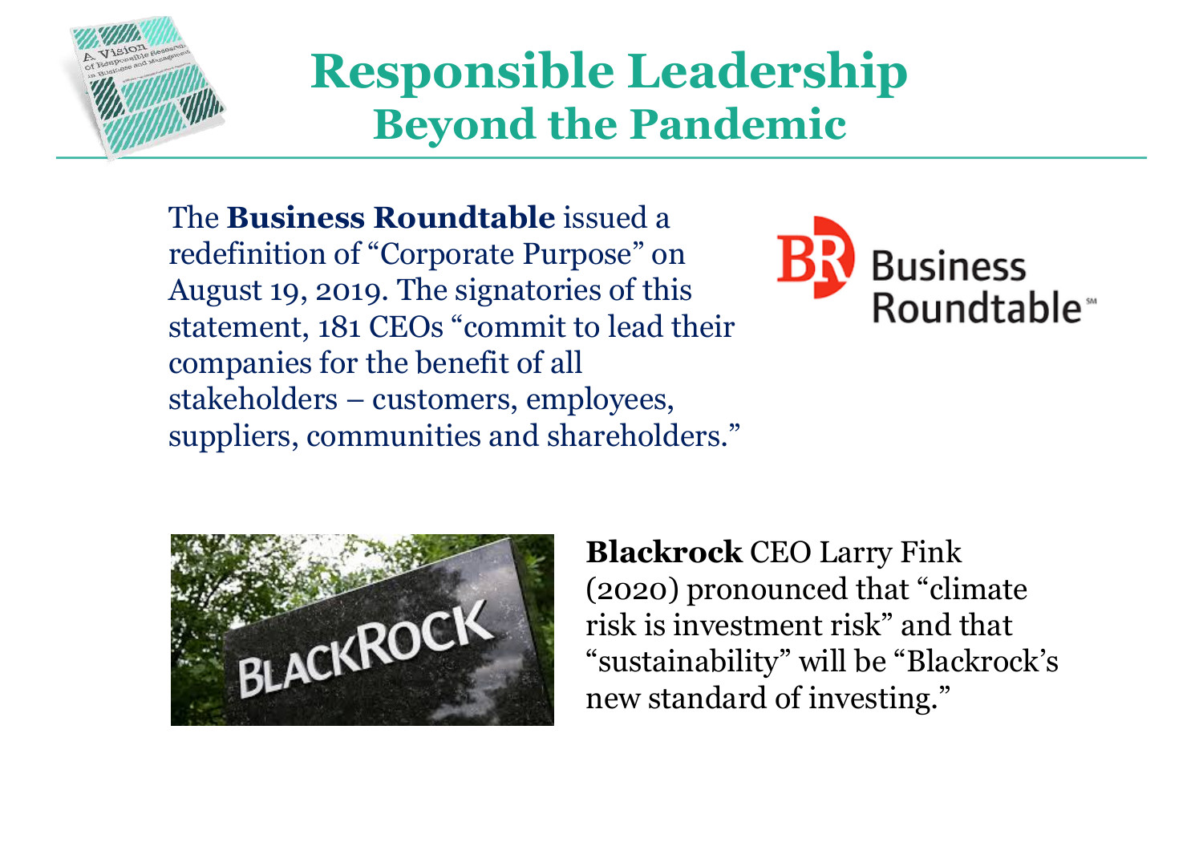# Responsible Leadership
## Beyond the Pandemic

The **Business Roundtable** issued a redefinition of “Corporate Purpose” on August 19, 2019. The signatories of this statement, 181 CEOs “commit to lead their companies for the benefit of all stakeholders – customers, employees, suppliers, communities and shareholders.”

**Blackrock** CEO Larry Fink (2020) pronounced that “climate risk is investment risk” and that “sustainability” will be “Blackrock’s new standard of investing.”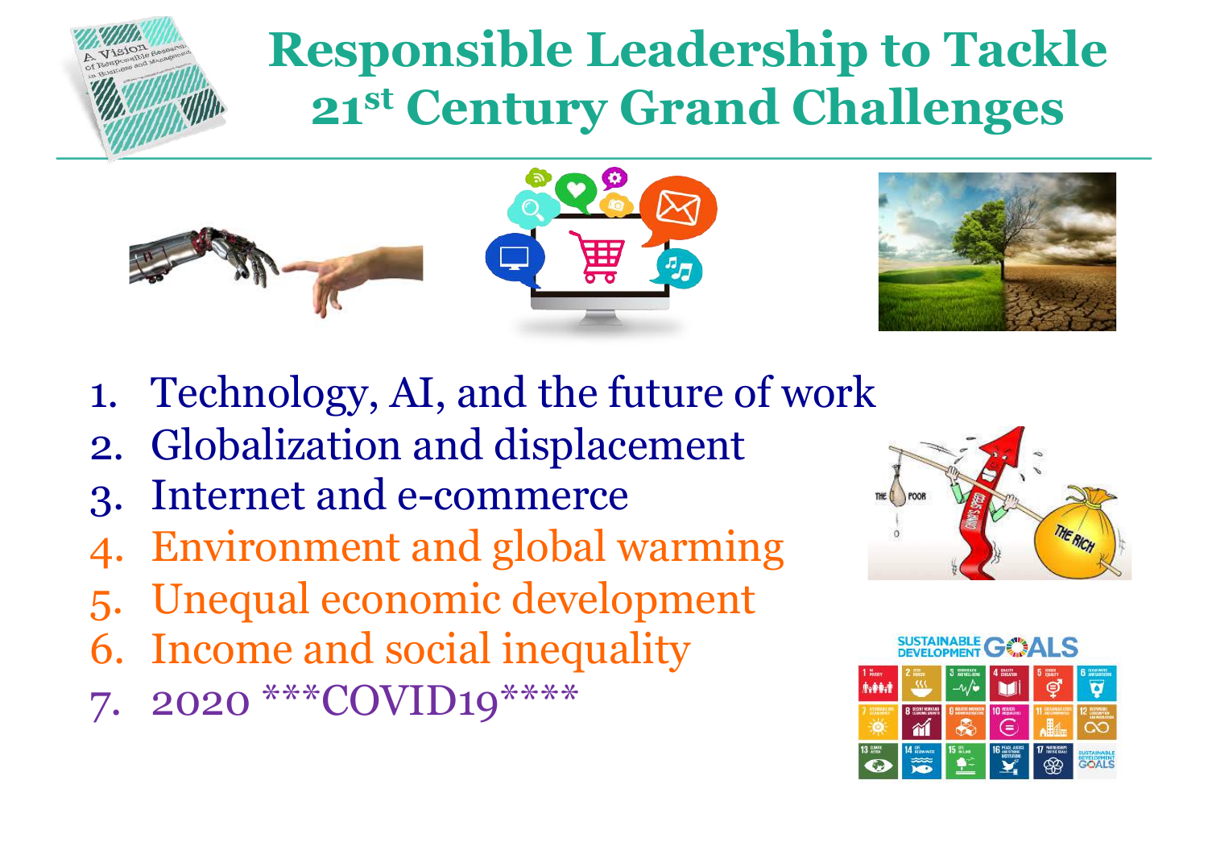# Responsible Leadership to Tackle 21st Century Grand Challenges

1. Technology, AI, and the future of work
2. Globalization and displacement
3. Internet and e-commerce
4. Environment and global warming
5. Unequal economic development
6. Income and social inequality
7. 2020 ***COVID19****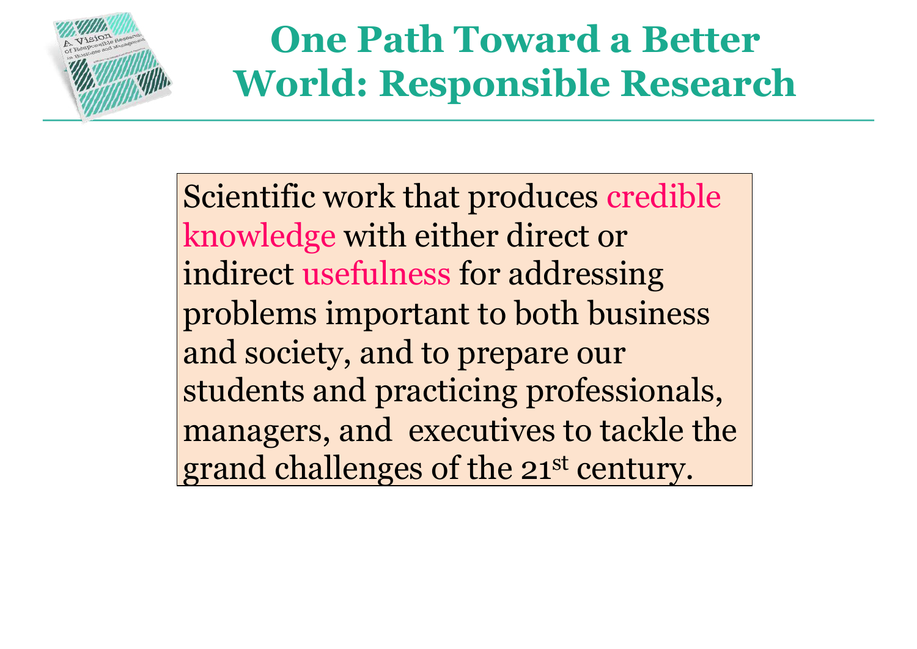# One Path Toward a Better World: Responsible Research

Scientific work that produces credible knowledge with either direct or indirect usefulness for addressing problems important to both business and society, and to prepare our students and practicing professionals, managers, and executives to tackle the grand challenges of the 21st century.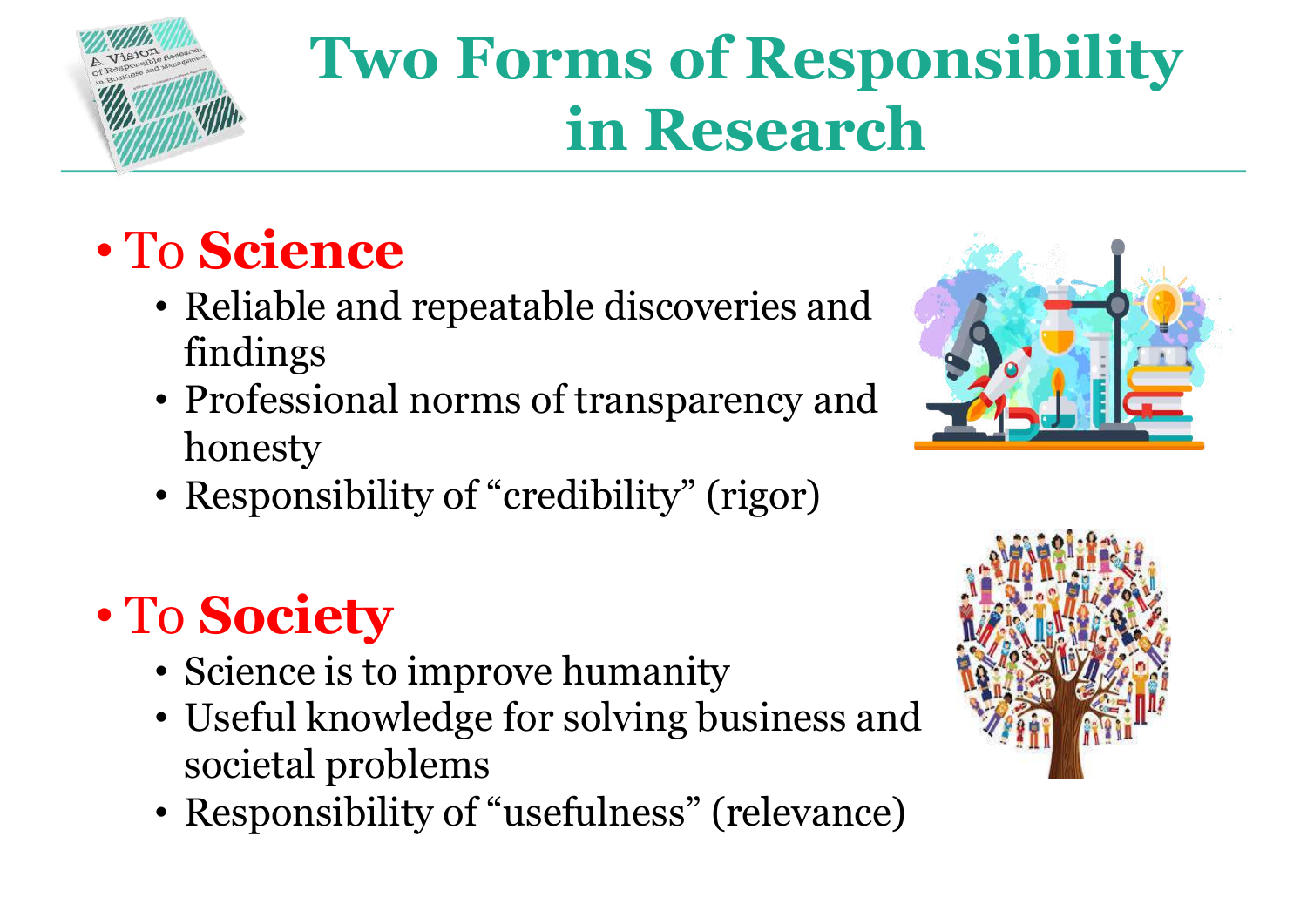# Two Forms of Responsibility in Research

- To **Science**
  - Reliable and repeatable discoveries and findings
  - Professional norms of transparency and honesty
  - Responsibility of “credibility” (rigor)

- To **Society**
  - Science is to improve humanity
  - Useful knowledge for solving business and societal problems
  - Responsibility of “usefulness” (relevance)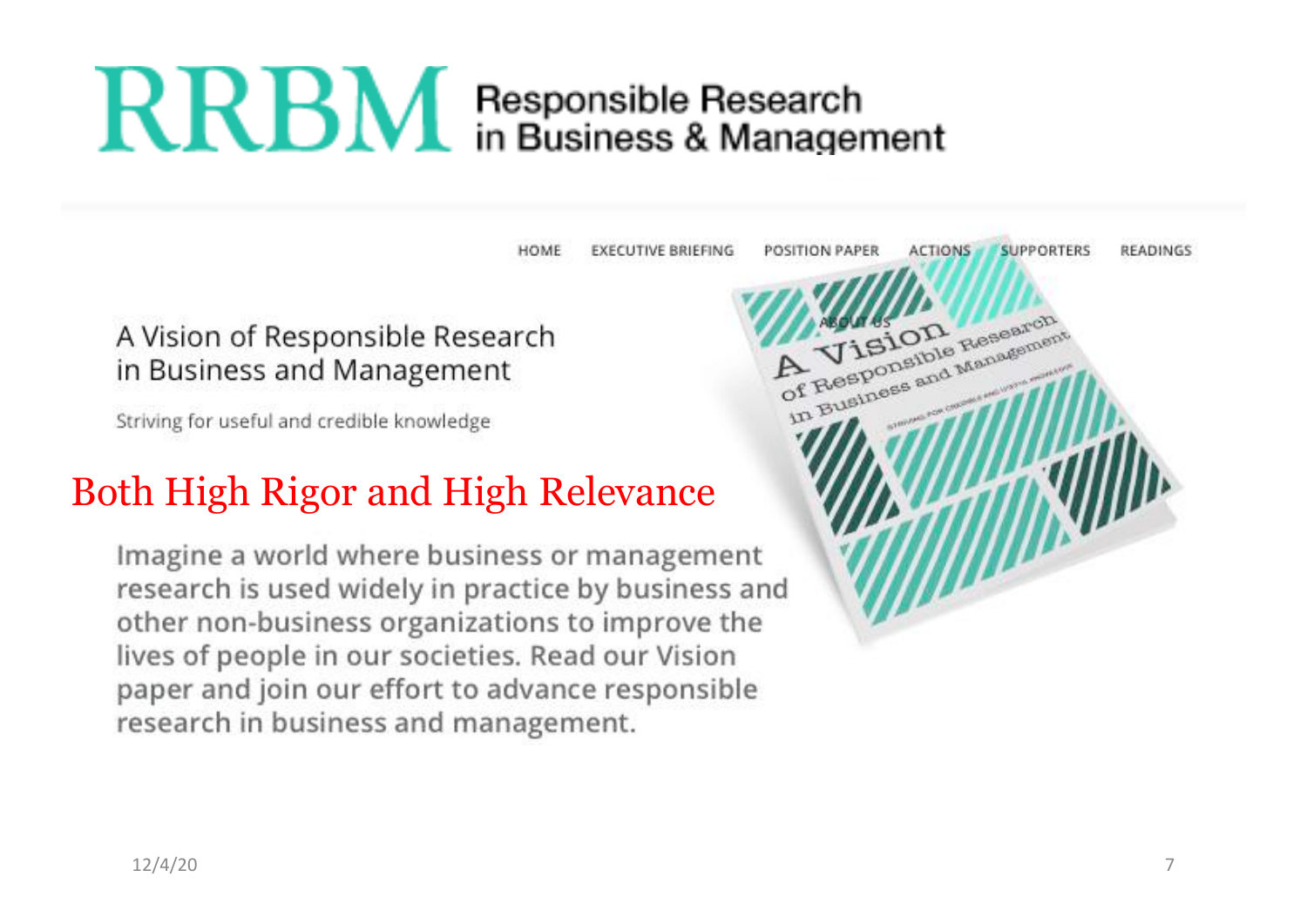# RRBM Responsible Research in Business & Management

HOME EXECUTIVE BRIEFING POSITION PAPER ACTIONS SUPPORTERS READINGS ABOUT US

A Vision of Responsible Research in Business and Management

Striving for useful and credible knowledge

## Both High Rigor and High Relevance

Imagine a world where business or management research is used widely in practice by business and other non-business organizations to improve the lives of people in our societies. Read our Vision paper and join our effort to advance responsible research in business and management.

12/4/20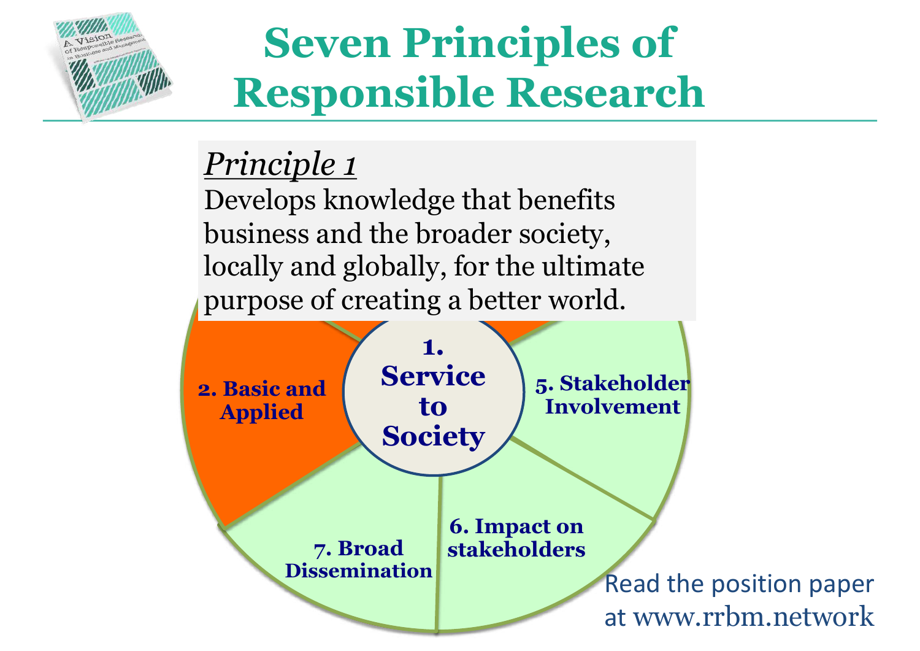# Seven Principles of Responsible Research

*Principle 1*

Develops knowledge that benefits business and the broader society, locally and globally, for the ultimate purpose of creating a better world.

1. Service to Society

2. Basic and Applied

5. Stakeholder Involvement

6. Impact on stakeholders

7. Broad Dissemination

Read the position paper at www.rrbm.network